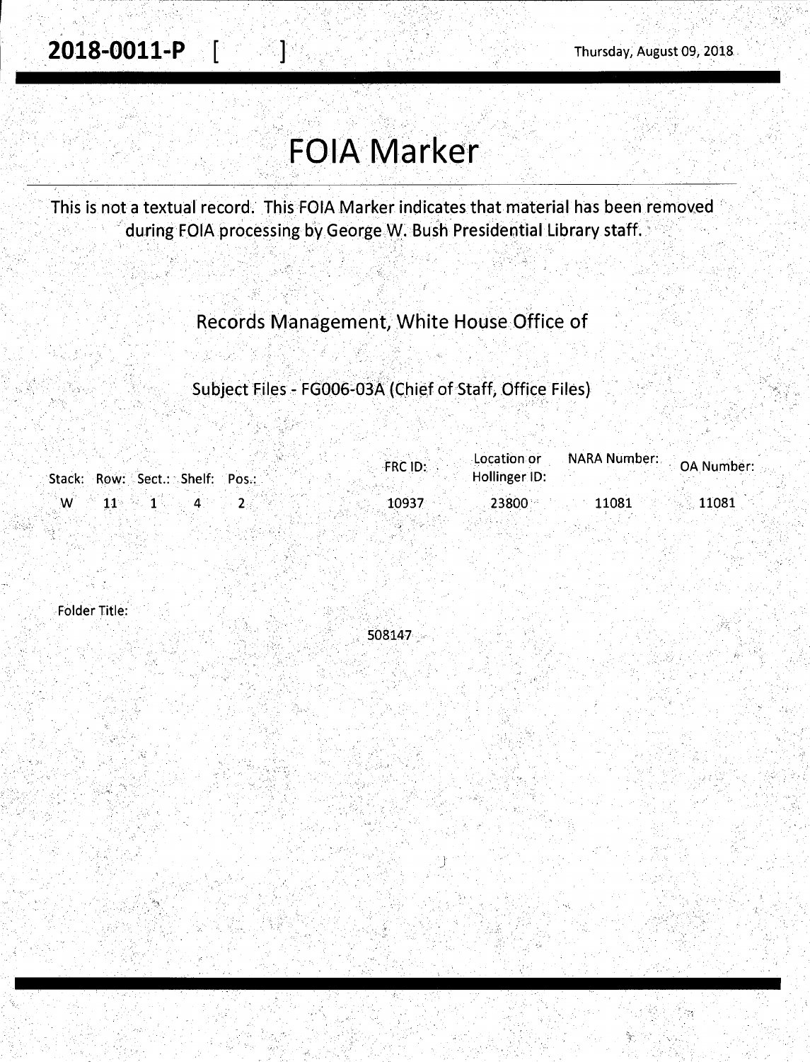**2018-0011-P** [ ]

Thursday, August 09, 2018

# FOIA Marker

This is not a textual record. This FOIA Marker indicates that material has been removed during FOIA processing by George W. Bush Presidential Library staff.

Records Management, White House Office of

Subject Files - FG006-03A (Chief of Staff, Office Files)

| Stack: | Row: | Sect.: | Shelf: | Pos.: | FRC ID: | Location or Hollinger ID: | NARA Number: | OA Number: |
|---|---|---|---|---|---|---|---|---|
| W | 11 | 1 | 4 | 2 | 10937 | 23800 | 11081 | 11081 |

Folder Title:

508147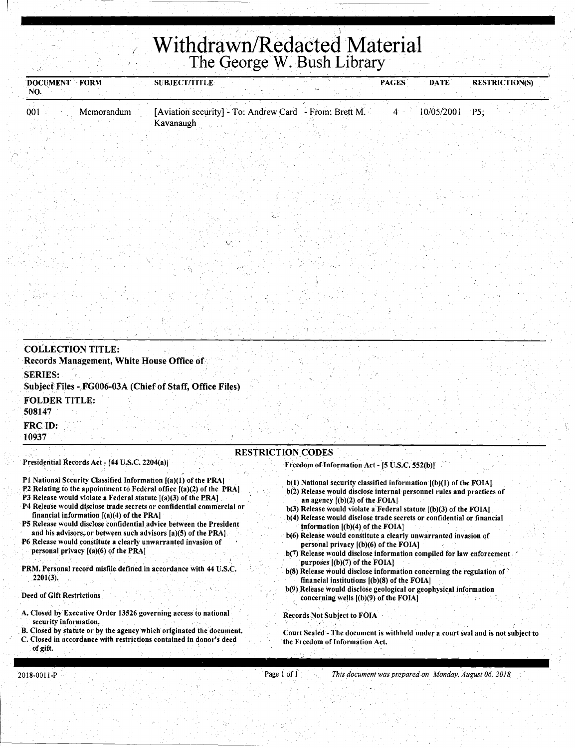# Withdrawn/Redacted Material
## The George W. Bush Library

| DOCUMENT NO. | FORM | SUBJECT/TITLE | PAGES | DATE | RESTRICTION(S) |
|---|---|---|---|---|---|
| 001 | Memorandum | [Aviation security] - To: Andrew Card - From: Brett M. Kavanaugh | 4 | 10/05/2001 | P5; |

**COLLECTION TITLE:**
Records Management, White House Office of

**SERIES:**
Subject Files - FG006-03A (Chief of Staff, Office Files)

**FOLDER TITLE:**
508147

**FRC ID:**
10937

### RESTRICTION CODES

Presidential Records Act - [44 U.S.C. 2204(a)]

- P1 National Security Classified Information [(a)(1) of the PRA]
- P2 Relating to the appointment to Federal office [(a)(2) of the PRA]
- P3 Release would violate a Federal statute [(a)(3) of the PRA]
- P4 Release would disclose trade secrets or confidential commercial or financial information [(a)(4) of the PRA]
- P5 Release would disclose confidential advice between the President and his advisors, or between such advisors [a)(5) of the PRA]
- P6 Release would constitute a clearly unwarranted invasion of personal privacy [(a)(6) of the PRA]

PRM. Personal record misfile defined in accordance with 44 U.S.C. 2201(3).

Deed of Gift Restrictions

- A. Closed by Executive Order 13526 governing access to national security information.
- B. Closed by statute or by the agency which originated the document.
- C. Closed in accordance with restrictions contained in donor's deed of gift.

Freedom of Information Act - [5 U.S.C. 552(b)]

- b(1) National security classified information [(b)(1) of the FOIA]
- b(2) Release would disclose internal personnel rules and practices of an agency [(b)(2) of the FOIA]
- b(3) Release would violate a Federal statute [(b)(3) of the FOIA]
- b(4) Release would disclose trade secrets or confidential or financial information [(b)(4) of the FOIA]
- b(6) Release would constitute a clearly unwarranted invasion of personal privacy [(b)(6) of the FOIA]
- b(7) Release would disclose information compiled for law enforcement purposes [(b)(7) of the FOIA]
- b(8) Release would disclose information concerning the regulation of financial institutions [(b)(8) of the FOIA]
- b(9) Release would disclose geological or geophysical information concerning wells [(b)(9) of the FOIA]

Records Not Subject to FOIA

Court Sealed - The document is withheld under a court seal and is not subject to the Freedom of Information Act.

2018-0011-P

*This document was prepared on Monday, August 06, 2018*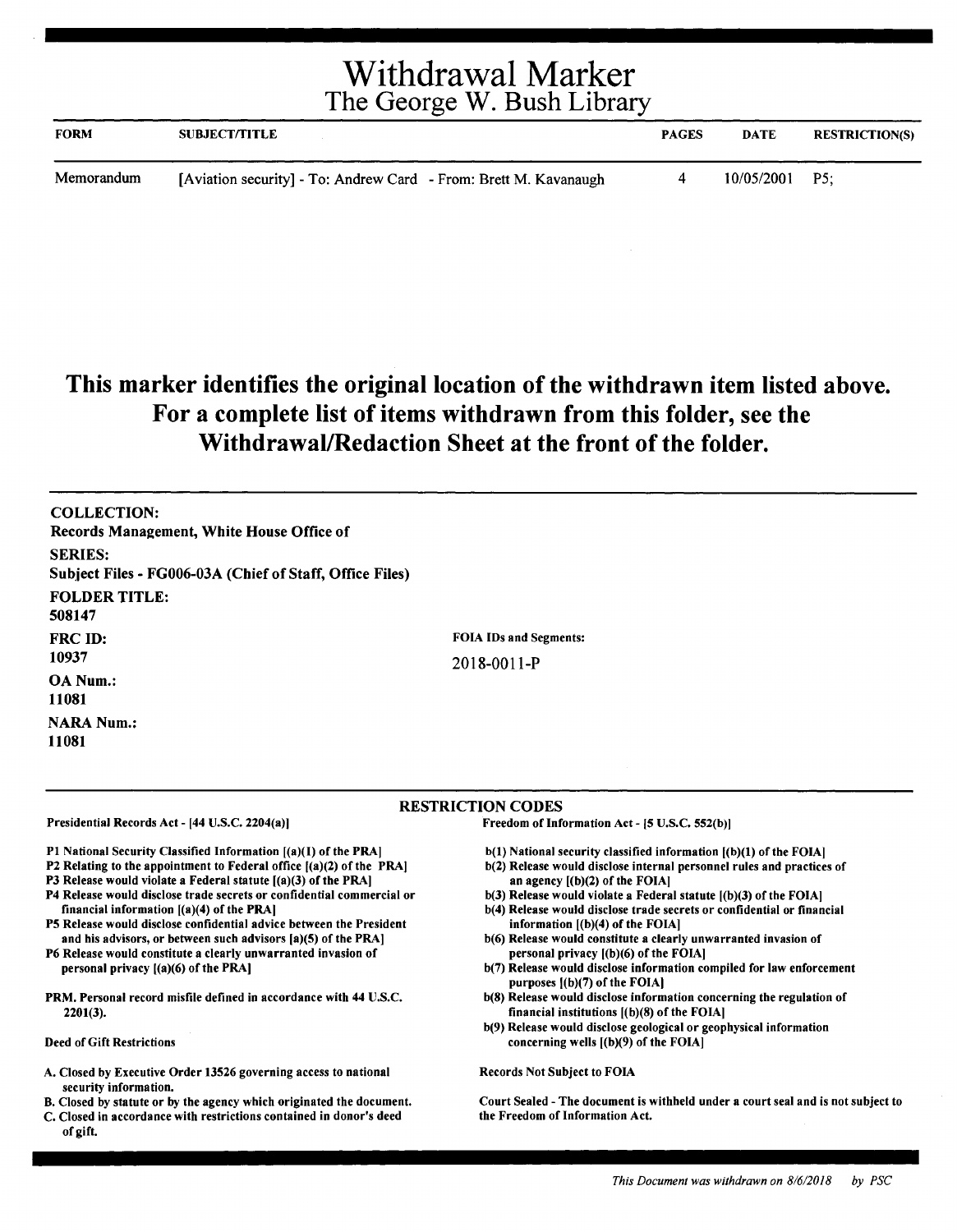# Withdrawal Marker
## The George W. Bush Library

| FORM | SUBJECT/TITLE | PAGES | DATE | RESTRICTION(S) |
| --- | --- | --- | --- | --- |
| Memorandum | [Aviation security] - To: Andrew Card - From: Brett M. Kavanaugh | 4 | 10/05/2001 | P5; |

**This marker identifies the original location of the withdrawn item listed above. For a complete list of items withdrawn from this folder, see the Withdrawal/Redaction Sheet at the front of the folder.**

**COLLECTION:**
**Records Management, White House Office of**

**SERIES:**
**Subject Files - FG006-03A (Chief of Staff, Office Files)**

**FOLDER TITLE:**
**508147**

**FRC ID:**
**10937**

**OA Num.:**
**11081**

**NARA Num.:**
**11081**

**FOIA IDs and Segments:**
2018-0011-P

### RESTRICTION CODES

**Presidential Records Act - [44 U.S.C. 2204(a)]**

**P1 National Security Classified Information [(a)(1) of the PRA]**
**P2 Relating to the appointment to Federal office [(a)(2) of the PRA]**
**P3 Release would violate a Federal statute [(a)(3) of the PRA]**
**P4 Release would disclose trade secrets or confidential commercial or financial information [(a)(4) of the PRA]**
**P5 Release would disclose confidential advice between the President and his advisors, or between such advisors [a)(5) of the PRA]**
**P6 Release would constitute a clearly unwarranted invasion of personal privacy [(a)(6) of the PRA]**

**PRM. Personal record misfile defined in accordance with 44 U.S.C. 2201(3).**

**Deed of Gift Restrictions**

**A. Closed by Executive Order 13526 governing access to national security information.**
**B. Closed by statute or by the agency which originated the document.**
**C. Closed in accordance with restrictions contained in donor's deed of gift.**

**Freedom of Information Act - [5 U.S.C. 552(b)]**

**b(1) National security classified information [(b)(1) of the FOIA]**
**b(2) Release would disclose internal personnel rules and practices of an agency [(b)(2) of the FOIA]**
**b(3) Release would violate a Federal statute [(b)(3) of the FOIA]**
**b(4) Release would disclose trade secrets or confidential or financial information [(b)(4) of the FOIA]**
**b(6) Release would constitute a clearly unwarranted invasion of personal privacy [(b)(6) of the FOIA]**
**b(7) Release would disclose information compiled for law enforcement purposes [(b)(7) of the FOIA]**
**b(8) Release would disclose information concerning the regulation of financial institutions [(b)(8) of the FOIA]**
**b(9) Release would disclose geological or geophysical information concerning wells [(b)(9) of the FOIA]**

**Records Not Subject to FOIA**

**Court Sealed - The document is withheld under a court seal and is not subject to the Freedom of Information Act.**

*This Document was withdrawn on 8/6/2018 by PSC*